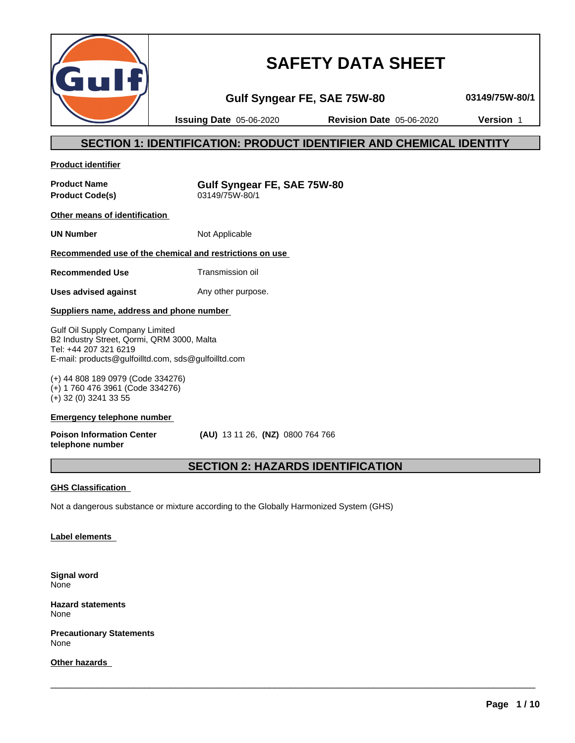# SAFETY DATA SHEET

**Gulf Syngear FE, SAE 75W-80** **03149/75W-80/1**

**Issuing Date** 05-06-2020 **Revision Date** 05-06-2020 **Version** 1

## SECTION 1: IDENTIFICATION: PRODUCT IDENTIFIER AND CHEMICAL IDENTITY

**Product identifier**

| | |
|---|---|
| **Product Name** | **Gulf Syngear FE, SAE 75W-80** |
| **Product Code(s)** | 03149/75W-80/1 |

**Other means of identification**

| | |
|---|---|
| **UN Number** | Not Applicable |

**Recommended use of the chemical and restrictions on use**

| | |
|---|---|
| **Recommended Use** | Transmission oil |
| **Uses advised against** | Any other purpose. |

**Suppliers name, address and phone number**

Gulf Oil Supply Company Limited
B2 Industry Street, Qormi, QRM 3000, Malta
Tel: +44 207 321 6219
E-mail: products@gulfoilltd.com, sds@gulfoilltd.com

(+) 44 808 189 0979 (Code 334276)
(+) 1 760 476 3961 (Code 334276)
(+) 32 (0) 3241 33 55

**Emergency telephone number**

| | |
|---|---|
| **Poison Information Center telephone number** | **(AU)** 13 11 26, **(NZ)** 0800 764 766 |

## SECTION 2: HAZARDS IDENTIFICATION

**GHS Classification**

Not a dangerous substance or mixture according to the Globally Harmonized System (GHS)

**Label elements**

**Signal word**
None

**Hazard statements**
None

**Precautionary Statements**
None

**Other hazards**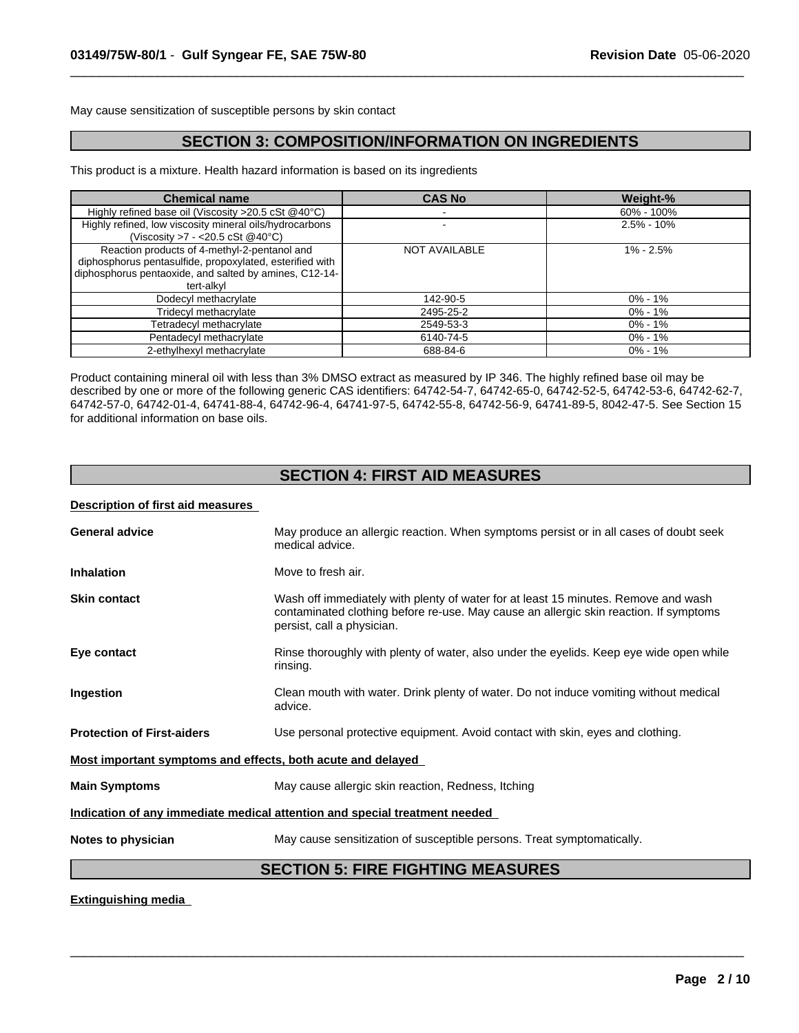May cause sensitization of susceptible persons by skin contact

## SECTION 3: COMPOSITION/INFORMATION ON INGREDIENTS

This product is a mixture. Health hazard information is based on its ingredients

| Chemical name | CAS No | Weight-% |
|---|---|---|
| Highly refined base oil (Viscosity >20.5 cSt @40°C) | - | 60% - 100% |
| Highly refined, low viscosity mineral oils/hydrocarbons (Viscosity >7 - <20.5 cSt @40°C) | - | 2.5% - 10% |
| Reaction products of 4-methyl-2-pentanol and diphosphorus pentasulfide, propoxylated, esterified with diphosphorus pentaoxide, and salted by amines, C12-14-tert-alkyl | NOT AVAILABLE | 1% - 2.5% |
| Dodecyl methacrylate | 142-90-5 | 0% - 1% |
| Tridecyl methacrylate | 2495-25-2 | 0% - 1% |
| Tetradecyl methacrylate | 2549-53-3 | 0% - 1% |
| Pentadecyl methacrylate | 6140-74-5 | 0% - 1% |
| 2-ethylhexyl methacrylate | 688-84-6 | 0% - 1% |

Product containing mineral oil with less than 3% DMSO extract as measured by IP 346. The highly refined base oil may be described by one or more of the following generic CAS identifiers: 64742-54-7, 64742-65-0, 64742-52-5, 64742-53-6, 64742-62-7, 64742-57-0, 64742-01-4, 64741-88-4, 64742-96-4, 64741-97-5, 64742-55-8, 64742-56-9, 64741-89-5, 8042-47-5. See Section 15 for additional information on base oils.

## SECTION 4: FIRST AID MEASURES

**Description of first aid measures**

**General advice**
May produce an allergic reaction. When symptoms persist or in all cases of doubt seek medical advice.

**Inhalation**
Move to fresh air.

**Skin contact**
Wash off immediately with plenty of water for at least 15 minutes. Remove and wash contaminated clothing before re-use. May cause an allergic skin reaction. If symptoms persist, call a physician.

**Eye contact**
Rinse thoroughly with plenty of water, also under the eyelids. Keep eye wide open while rinsing.

**Ingestion**
Clean mouth with water. Drink plenty of water. Do not induce vomiting without medical advice.

**Protection of First-aiders**
Use personal protective equipment. Avoid contact with skin, eyes and clothing.

**Most important symptoms and effects, both acute and delayed**

**Main Symptoms**
May cause allergic skin reaction, Redness, Itching

**Indication of any immediate medical attention and special treatment needed**

**Notes to physician**
May cause sensitization of susceptible persons. Treat symptomatically.

## SECTION 5: FIRE FIGHTING MEASURES

**Extinguishing media**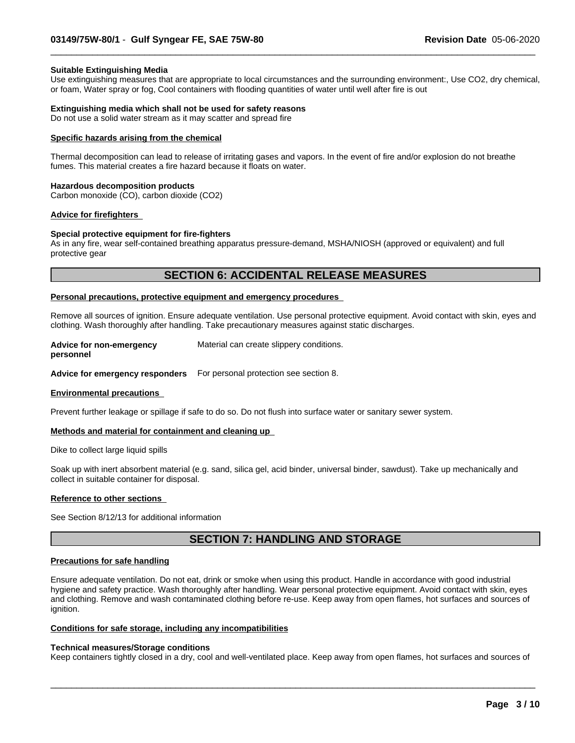**Suitable Extinguishing Media**

Use extinguishing measures that are appropriate to local circumstances and the surrounding environment:, Use $CO_2$, dry chemical, or foam, Water spray or fog, Cool containers with flooding quantities of water until well after fire is out

**Extinguishing media which shall not be used for safety reasons**

Do not use a solid water stream as it may scatter and spread fire

**Specific hazards arising from the chemical**

Thermal decomposition can lead to release of irritating gases and vapors. In the event of fire and/or explosion do not breathe fumes. This material creates a fire hazard because it floats on water.

**Hazardous decomposition products**

Carbon monoxide (CO), carbon dioxide ($CO_2$)

**Advice for firefighters**

**Special protective equipment for fire-fighters**

As in any fire, wear self-contained breathing apparatus pressure-demand, MSHA/NIOSH (approved or equivalent) and full protective gear

## SECTION 6: ACCIDENTAL RELEASE MEASURES

**Personal precautions, protective equipment and emergency procedures**

Remove all sources of ignition. Ensure adequate ventilation. Use personal protective equipment. Avoid contact with skin, eyes and clothing. Wash thoroughly after handling. Take precautionary measures against static discharges.

**Advice for non-emergency personnel** Material can create slippery conditions.

**Advice for emergency responders** For personal protection see section 8.

**Environmental precautions**

Prevent further leakage or spillage if safe to do so. Do not flush into surface water or sanitary sewer system.

**Methods and material for containment and cleaning up**

Dike to collect large liquid spills

Soak up with inert absorbent material (e.g. sand, silica gel, acid binder, universal binder, sawdust). Take up mechanically and collect in suitable container for disposal.

**Reference to other sections**

See Section 8/12/13 for additional information

## SECTION 7: HANDLING AND STORAGE

**Precautions for safe handling**

Ensure adequate ventilation. Do not eat, drink or smoke when using this product. Handle in accordance with good industrial hygiene and safety practice. Wash thoroughly after handling. Wear personal protective equipment. Avoid contact with skin, eyes and clothing. Remove and wash contaminated clothing before re-use. Keep away from open flames, hot surfaces and sources of ignition.

**Conditions for safe storage, including any incompatibilities**

**Technical measures/Storage conditions**

Keep containers tightly closed in a dry, cool and well-ventilated place. Keep away from open flames, hot surfaces and sources of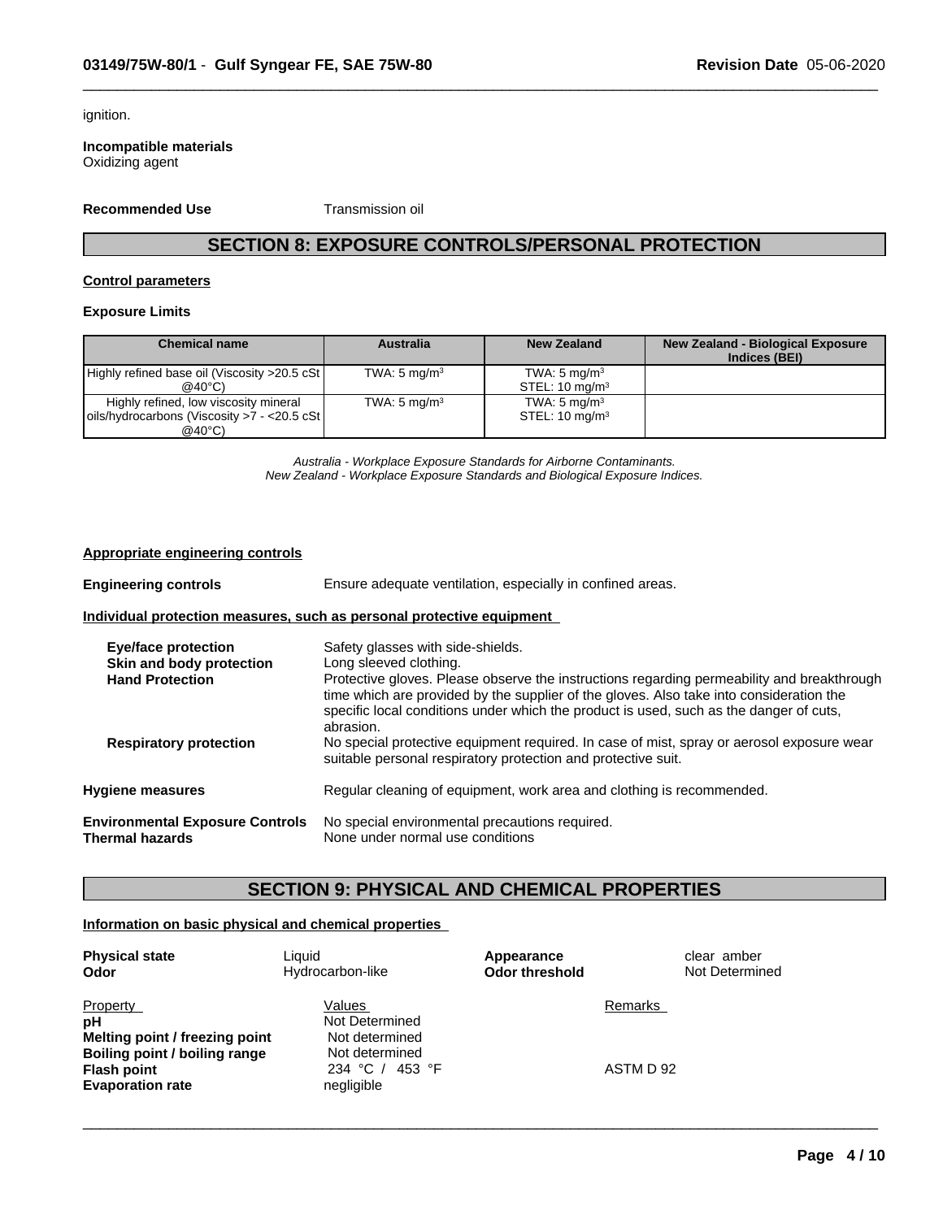ignition.

**Incompatible materials**
Oxidizing agent

**Recommended Use** Transmission oil

## SECTION 8: EXPOSURE CONTROLS/PERSONAL PROTECTION

**Control parameters**

**Exposure Limits**

| Chemical name | Australia | New Zealand | New Zealand - Biological Exposure Indices (BEI) |
|---|---|---|---|
| Highly refined base oil (Viscosity >20.5 cSt @40°C) | TWA: 5 mg/m$^3$ | TWA: 5 mg/m$^3$ STEL: 10 mg/m$^3$ | |
| Highly refined, low viscosity mineral oils/hydrocarbons (Viscosity >7 - <20.5 cSt @40°C) | TWA: 5 mg/m$^3$ | TWA: 5 mg/m$^3$ STEL: 10 mg/m$^3$ | |

*Australia - Workplace Exposure Standards for Airborne Contaminants.*
*New Zealand - Workplace Exposure Standards and Biological Exposure Indices.*

**Appropriate engineering controls**

**Engineering controls** Ensure adequate ventilation, especially in confined areas.

**Individual protection measures, such as personal protective equipment**

**Eye/face protection** Safety glasses with side-shields.
**Skin and body protection** Long sleeved clothing.
**Hand Protection** Protective gloves. Please observe the instructions regarding permeability and breakthrough time which are provided by the supplier of the gloves. Also take into consideration the specific local conditions under which the product is used, such as the danger of cuts, abrasion.
**Respiratory protection** No special protective equipment required. In case of mist, spray or aerosol exposure wear suitable personal respiratory protection and protective suit.

**Hygiene measures** Regular cleaning of equipment, work area and clothing is recommended.

**Environmental Exposure Controls** No special environmental precautions required.
**Thermal hazards** None under normal use conditions

## SECTION 9: PHYSICAL AND CHEMICAL PROPERTIES

**Information on basic physical and chemical properties**

**Physical state** Liquid | **Appearance** clear amber
**Odor** Hydrocarbon-like | **Odor threshold** Not Determined

| Property | Values | Remarks |
|---|---|---|
| **pH** | Not Determined | |
| **Melting point / freezing point** | Not determined | |
| **Boiling point / boiling range** | Not determined | |
| **Flash point** | 234 °C / 453 °F | ASTM D 92 |
| **Evaporation rate** | negligible | |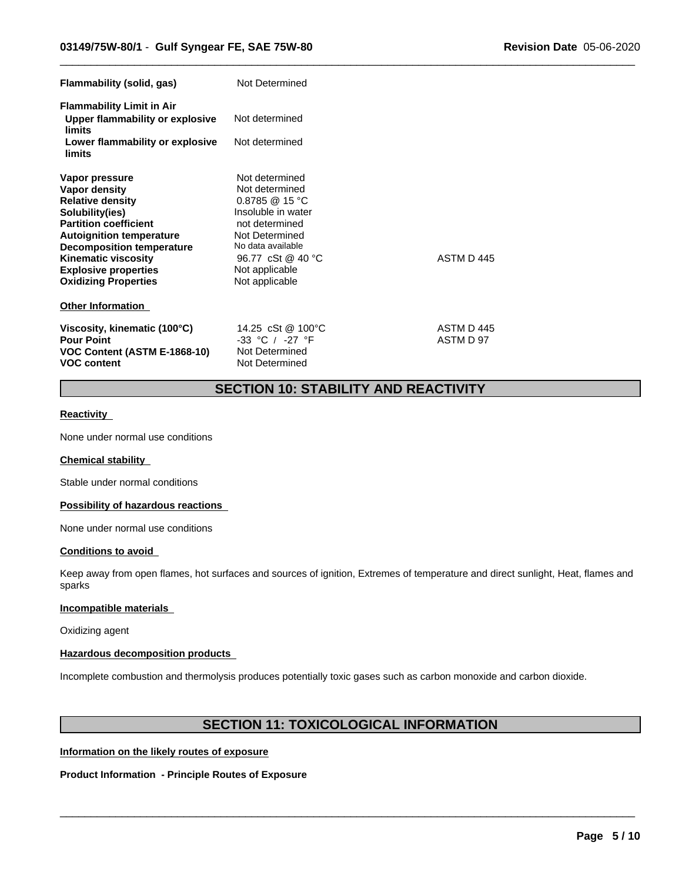| | | |
|---|---|---|
| **Flammability (solid, gas)** | Not Determined | |
| **Flammability Limit in Air** | | |
| **Upper flammability or explosive limits** | Not determined | |
| **Lower flammability or explosive limits** | Not determined | |
| **Vapor pressure** | Not determined | |
| **Vapor density** | Not determined | |
| **Relative density** | 0.8785 @ 15 °C | |
| **Solubility(ies)** | Insoluble in water | |
| **Partition coefficient** | not determined | |
| **Autoignition temperature** | Not Determined | |
| **Decomposition temperature** | No data available | |
| **Kinematic viscosity** | 96.77 cSt @ 40 °C | ASTM D 445 |
| **Explosive properties** | Not applicable | |
| **Oxidizing Properties** | Not applicable | |

**Other Information**

| | | |
|---|---|---|
| **Viscosity, kinematic (100°C)** | 14.25 cSt @ 100°C | ASTM D 445 |
| **Pour Point** | -33 °C / -27 °F | ASTM D 97 |
| **VOC Content (ASTM E-1868-10)** | Not Determined | |
| **VOC content** | Not Determined | |

## SECTION 10: STABILITY AND REACTIVITY

**Reactivity**

None under normal use conditions

**Chemical stability**

Stable under normal conditions

**Possibility of hazardous reactions**

None under normal use conditions

**Conditions to avoid**

Keep away from open flames, hot surfaces and sources of ignition, Extremes of temperature and direct sunlight, Heat, flames and sparks

**Incompatible materials**

Oxidizing agent

**Hazardous decomposition products**

Incomplete combustion and thermolysis produces potentially toxic gases such as carbon monoxide and carbon dioxide.

## SECTION 11: TOXICOLOGICAL INFORMATION

**Information on the likely routes of exposure**

**Product Information - Principle Routes of Exposure**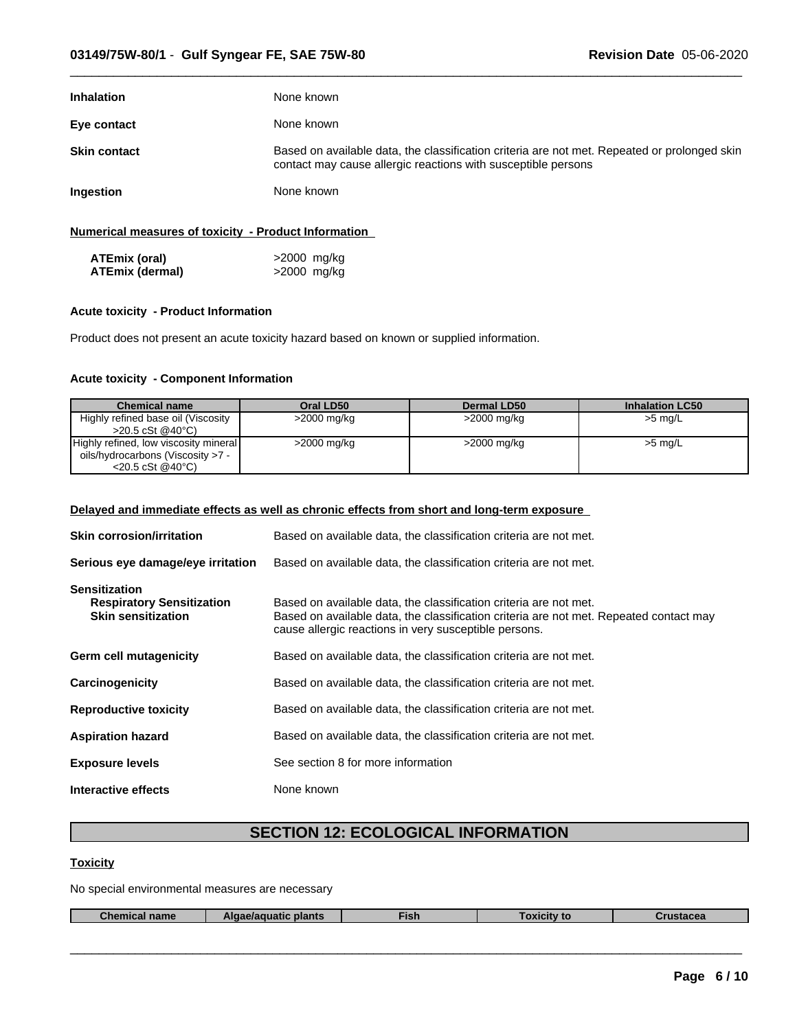**Inhalation** None known

**Eye contact** None known

**Skin contact** Based on available data, the classification criteria are not met. Repeated or prolonged skin contact may cause allergic reactions with susceptible persons

**Ingestion** None known

**Numerical measures of toxicity - Product Information**

**ATEmix (oral)** >2000 mg/kg
**ATEmix (dermal)** >2000 mg/kg

**Acute toxicity - Product Information**

Product does not present an acute toxicity hazard based on known or supplied information.

**Acute toxicity - Component Information**

| Chemical name | Oral LD50 | Dermal LD50 | Inhalation LC50 |
|---|---|---|---|
| Highly refined base oil (Viscosity >20.5 cSt @40°C) | >2000 mg/kg | >2000 mg/kg | >5 mg/L |
| Highly refined, low viscosity mineral oils/hydrocarbons (Viscosity >7 - <20.5 cSt @40°C) | >2000 mg/kg | >2000 mg/kg | >5 mg/L |

**Delayed and immediate effects as well as chronic effects from short and long-term exposure**

**Skin corrosion/irritation** Based on available data, the classification criteria are not met.

**Serious eye damage/eye irritation** Based on available data, the classification criteria are not met.

**Sensitization**
**Respiratory Sensitization** Based on available data, the classification criteria are not met.
**Skin sensitization** Based on available data, the classification criteria are not met. Repeated contact may cause allergic reactions in very susceptible persons.

**Germ cell mutagenicity** Based on available data, the classification criteria are not met.

**Carcinogenicity** Based on available data, the classification criteria are not met.

**Reproductive toxicity** Based on available data, the classification criteria are not met.

**Aspiration hazard** Based on available data, the classification criteria are not met.

**Exposure levels** See section 8 for more information

**Interactive effects** None known

## SECTION 12: ECOLOGICAL INFORMATION

**Toxicity**

No special environmental measures are necessary

| Chemical name | Algae/aquatic plants | Fish | Toxicity to | Crustacea |
|---|---|---|---|---|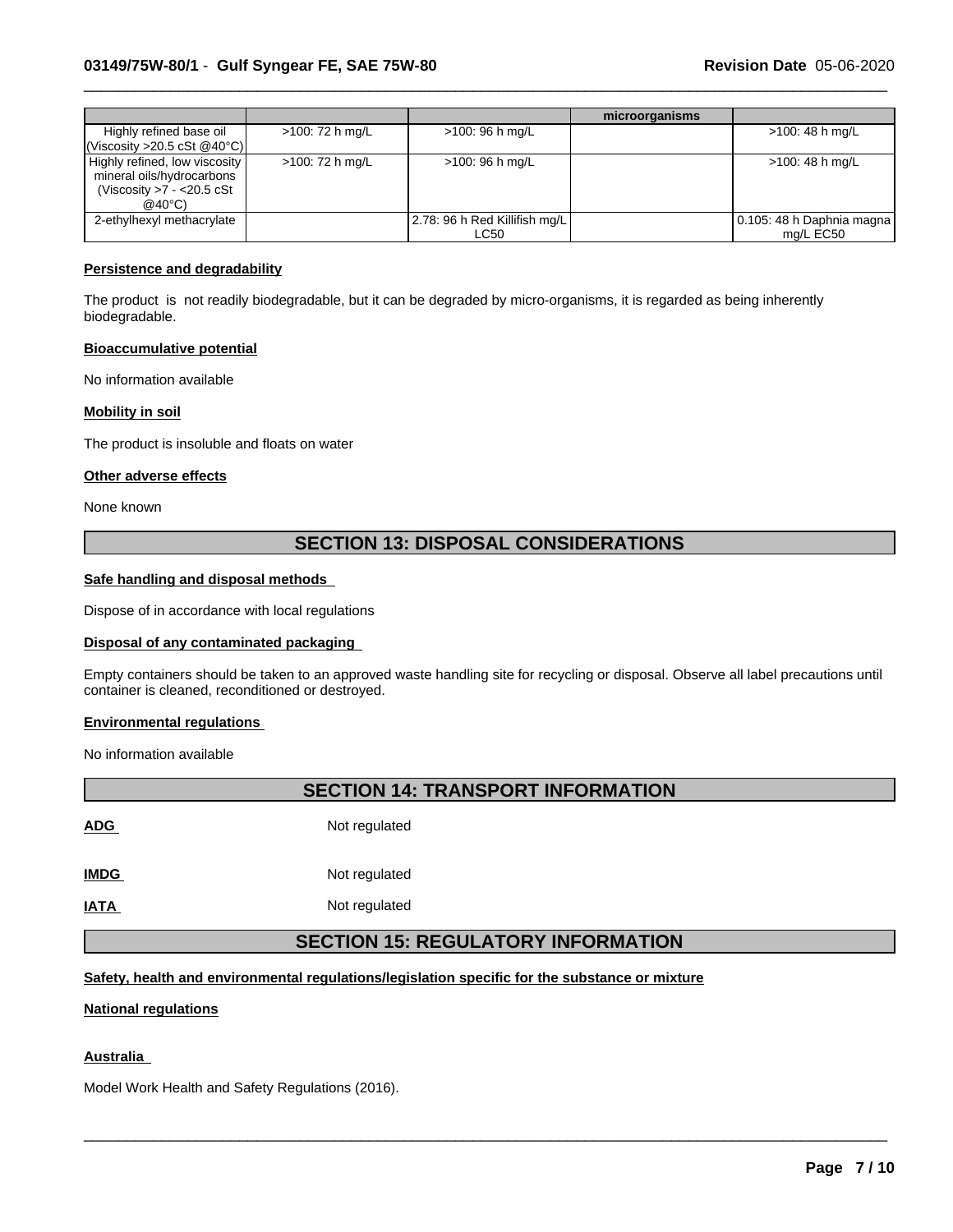| | | | microorganisms | |
|---|---|---|---|---|
| Highly refined base oil (Viscosity >20.5 cSt @40°C) | >100: 72 h mg/L | >100: 96 h mg/L | | >100: 48 h mg/L |
| Highly refined, low viscosity mineral oils/hydrocarbons (Viscosity >7 - <20.5 cSt @40°C) | >100: 72 h mg/L | >100: 96 h mg/L | | >100: 48 h mg/L |
| 2-ethylhexyl methacrylate | | 2.78: 96 h Red Killifish mg/L LC50 | | 0.105: 48 h Daphnia magna mg/L EC50 |

**Persistence and degradability**

The product is not readily biodegradable, but it can be degraded by micro-organisms, it is regarded as being inherently biodegradable.

**Bioaccumulative potential**

No information available

**Mobility in soil**

The product is insoluble and floats on water

**Other adverse effects**

None known

## SECTION 13: DISPOSAL CONSIDERATIONS

**Safe handling and disposal methods**

Dispose of in accordance with local regulations

**Disposal of any contaminated packaging**

Empty containers should be taken to an approved waste handling site for recycling or disposal. Observe all label precautions until container is cleaned, reconditioned or destroyed.

**Environmental regulations**

No information available

## SECTION 14: TRANSPORT INFORMATION

**ADG** Not regulated

**IMDG** Not regulated

**IATA** Not regulated

## SECTION 15: REGULATORY INFORMATION

**Safety, health and environmental regulations/legislation specific for the substance or mixture**

**National regulations**

**Australia**

Model Work Health and Safety Regulations (2016).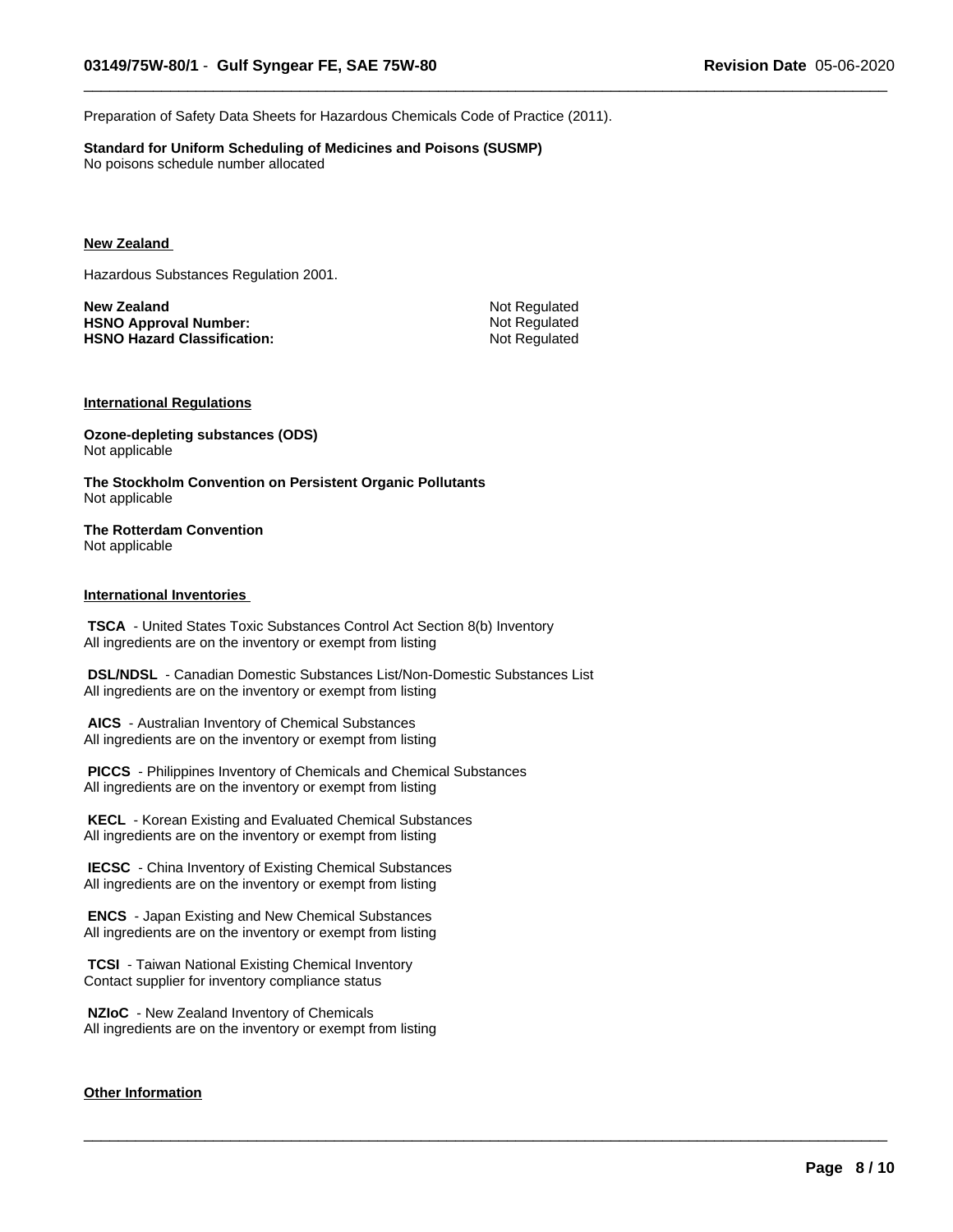Preparation of Safety Data Sheets for Hazardous Chemicals Code of Practice (2011).

**Standard for Uniform Scheduling of Medicines and Poisons (SUSMP)**
No poisons schedule number allocated

## New Zealand

Hazardous Substances Regulation 2001.

| | |
|---|---|
| **New Zealand** | Not Regulated |
| **HSNO Approval Number:** | Not Regulated |
| **HSNO Hazard Classification:** | Not Regulated |

## International Regulations

**Ozone-depleting substances (ODS)**
Not applicable

**The Stockholm Convention on Persistent Organic Pollutants**
Not applicable

**The Rotterdam Convention**
Not applicable

## International Inventories

**TSCA** - United States Toxic Substances Control Act Section 8(b) Inventory
All ingredients are on the inventory or exempt from listing

**DSL/NDSL** - Canadian Domestic Substances List/Non-Domestic Substances List
All ingredients are on the inventory or exempt from listing

**AICS** - Australian Inventory of Chemical Substances
All ingredients are on the inventory or exempt from listing

**PICCS** - Philippines Inventory of Chemicals and Chemical Substances
All ingredients are on the inventory or exempt from listing

**KECL** - Korean Existing and Evaluated Chemical Substances
All ingredients are on the inventory or exempt from listing

**IECSC** - China Inventory of Existing Chemical Substances
All ingredients are on the inventory or exempt from listing

**ENCS** - Japan Existing and New Chemical Substances
All ingredients are on the inventory or exempt from listing

**TCSI** - Taiwan National Existing Chemical Inventory
Contact supplier for inventory compliance status

**NZIoC** - New Zealand Inventory of Chemicals
All ingredients are on the inventory or exempt from listing

## Other Information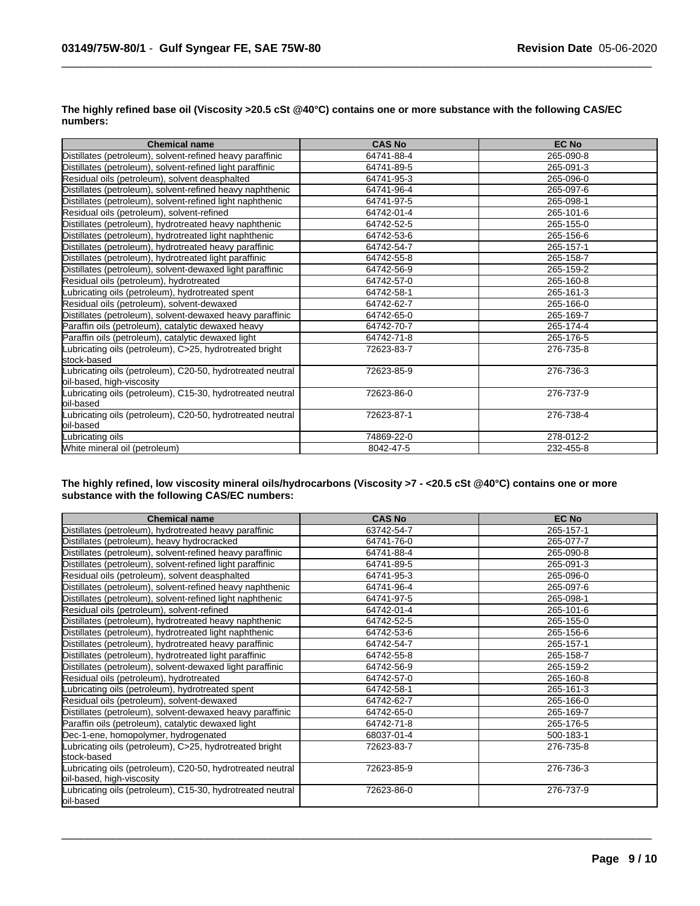**The highly refined base oil (Viscosity >20.5 cSt @40°C) contains one or more substance with the following CAS/EC numbers:**

| Chemical name | CAS No | EC No |
|---|---|---|
| Distillates (petroleum), solvent-refined heavy paraffinic | 64741-88-4 | 265-090-8 |
| Distillates (petroleum), solvent-refined light paraffinic | 64741-89-5 | 265-091-3 |
| Residual oils (petroleum), solvent deasphalted | 64741-95-3 | 265-096-0 |
| Distillates (petroleum), solvent-refined heavy naphthenic | 64741-96-4 | 265-097-6 |
| Distillates (petroleum), solvent-refined light naphthenic | 64741-97-5 | 265-098-1 |
| Residual oils (petroleum), solvent-refined | 64742-01-4 | 265-101-6 |
| Distillates (petroleum), hydrotreated heavy naphthenic | 64742-52-5 | 265-155-0 |
| Distillates (petroleum), hydrotreated light naphthenic | 64742-53-6 | 265-156-6 |
| Distillates (petroleum), hydrotreated heavy paraffinic | 64742-54-7 | 265-157-1 |
| Distillates (petroleum), hydrotreated light paraffinic | 64742-55-8 | 265-158-7 |
| Distillates (petroleum), solvent-dewaxed light paraffinic | 64742-56-9 | 265-159-2 |
| Residual oils (petroleum), hydrotreated | 64742-57-0 | 265-160-8 |
| Lubricating oils (petroleum), hydrotreated spent | 64742-58-1 | 265-161-3 |
| Residual oils (petroleum), solvent-dewaxed | 64742-62-7 | 265-166-0 |
| Distillates (petroleum), solvent-dewaxed heavy paraffinic | 64742-65-0 | 265-169-7 |
| Paraffin oils (petroleum), catalytic dewaxed heavy | 64742-70-7 | 265-174-4 |
| Paraffin oils (petroleum), catalytic dewaxed light | 64742-71-8 | 265-176-5 |
| Lubricating oils (petroleum), C>25, hydrotreated bright stock-based | 72623-83-7 | 276-735-8 |
| Lubricating oils (petroleum), C20-50, hydrotreated neutral oil-based, high-viscosity | 72623-85-9 | 276-736-3 |
| Lubricating oils (petroleum), C15-30, hydrotreated neutral oil-based | 72623-86-0 | 276-737-9 |
| Lubricating oils (petroleum), C20-50, hydrotreated neutral oil-based | 72623-87-1 | 276-738-4 |
| Lubricating oils | 74869-22-0 | 278-012-2 |
| White mineral oil (petroleum) | 8042-47-5 | 232-455-8 |

**The highly refined, low viscosity mineral oils/hydrocarbons (Viscosity >7 - <20.5 cSt @40°C) contains one or more substance with the following CAS/EC numbers:**

| Chemical name | CAS No | EC No |
|---|---|---|
| Distillates (petroleum), hydrotreated heavy paraffinic | 63742-54-7 | 265-157-1 |
| Distillates (petroleum), heavy hydrocracked | 64741-76-0 | 265-077-7 |
| Distillates (petroleum), solvent-refined heavy paraffinic | 64741-88-4 | 265-090-8 |
| Distillates (petroleum), solvent-refined light paraffinic | 64741-89-5 | 265-091-3 |
| Residual oils (petroleum), solvent deasphalted | 64741-95-3 | 265-096-0 |
| Distillates (petroleum), solvent-refined heavy naphthenic | 64741-96-4 | 265-097-6 |
| Distillates (petroleum), solvent-refined light naphthenic | 64741-97-5 | 265-098-1 |
| Residual oils (petroleum), solvent-refined | 64742-01-4 | 265-101-6 |
| Distillates (petroleum), hydrotreated heavy naphthenic | 64742-52-5 | 265-155-0 |
| Distillates (petroleum), hydrotreated light naphthenic | 64742-53-6 | 265-156-6 |
| Distillates (petroleum), hydrotreated heavy paraffinic | 64742-54-7 | 265-157-1 |
| Distillates (petroleum), hydrotreated light paraffinic | 64742-55-8 | 265-158-7 |
| Distillates (petroleum), solvent-dewaxed light paraffinic | 64742-56-9 | 265-159-2 |
| Residual oils (petroleum), hydrotreated | 64742-57-0 | 265-160-8 |
| Lubricating oils (petroleum), hydrotreated spent | 64742-58-1 | 265-161-3 |
| Residual oils (petroleum), solvent-dewaxed | 64742-62-7 | 265-166-0 |
| Distillates (petroleum), solvent-dewaxed heavy paraffinic | 64742-65-0 | 265-169-7 |
| Paraffin oils (petroleum), catalytic dewaxed light | 64742-71-8 | 265-176-5 |
| Dec-1-ene, homopolymer, hydrogenated | 68037-01-4 | 500-183-1 |
| Lubricating oils (petroleum), C>25, hydrotreated bright stock-based | 72623-83-7 | 276-735-8 |
| Lubricating oils (petroleum), C20-50, hydrotreated neutral oil-based, high-viscosity | 72623-85-9 | 276-736-3 |
| Lubricating oils (petroleum), C15-30, hydrotreated neutral oil-based | 72623-86-0 | 276-737-9 |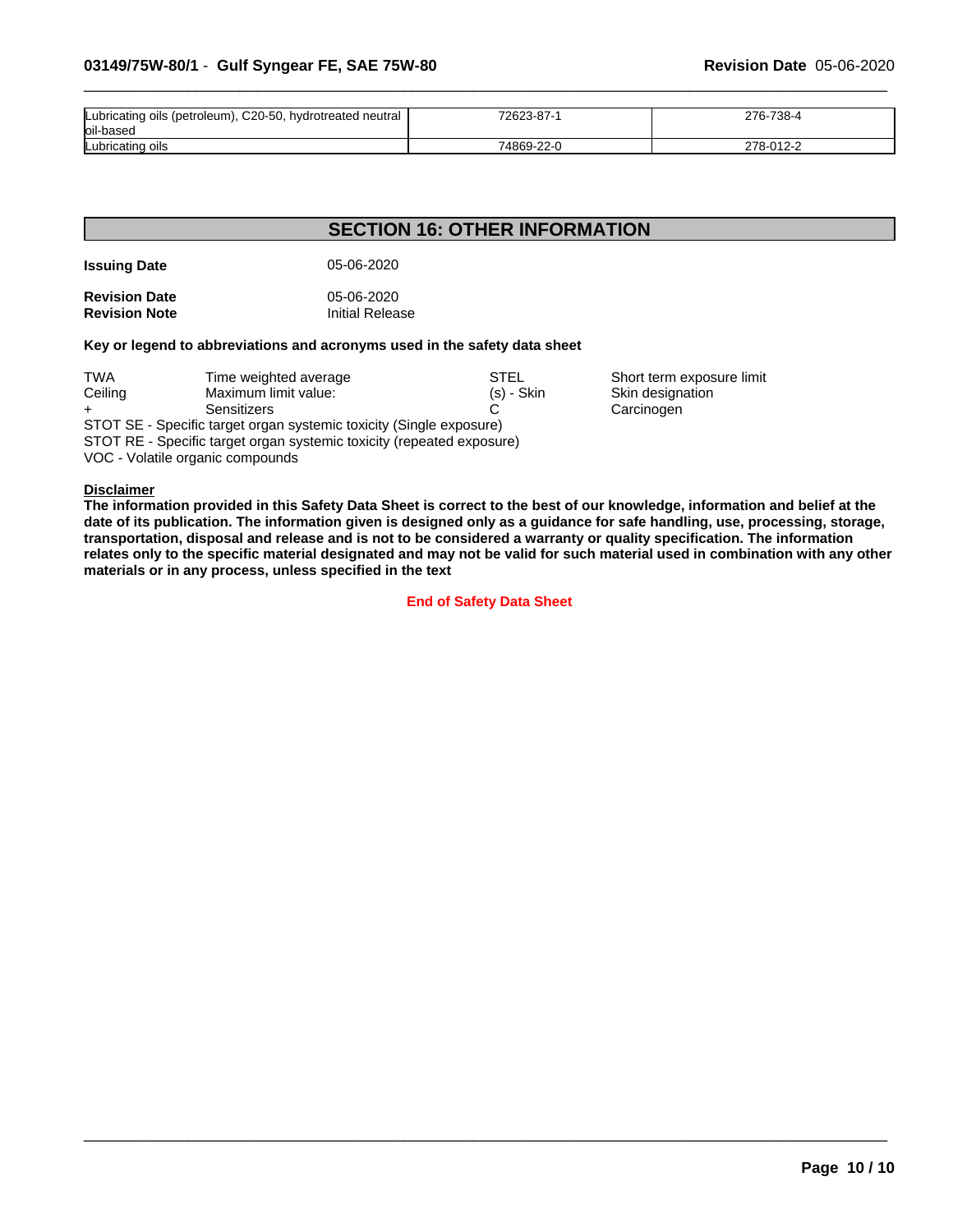| | | |
|---|---|---|
| Lubricating oils (petroleum), C20-50, hydrotreated neutral oil-based | 72623-87-1 | 276-738-4 |
| Lubricating oils | 74869-22-0 | 278-012-2 |

## SECTION 16: OTHER INFORMATION

**Issuing Date** 05-06-2020

**Revision Date** 05-06-2020
**Revision Note** Initial Release

**Key or legend to abbreviations and acronyms used in the safety data sheet**

| | | | |
|---|---|---|---|
| TWA | Time weighted average | STEL | Short term exposure limit |
| Ceiling | Maximum limit value: | (s) - Skin | Skin designation |
| + | Sensitizers | C | Carcinogen |

STOT SE - Specific target organ systemic toxicity (Single exposure)
STOT RE - Specific target organ systemic toxicity (repeated exposure)
VOC - Volatile organic compounds

**Disclaimer**
**The information provided in this Safety Data Sheet is correct to the best of our knowledge, information and belief at the date of its publication. The information given is designed only as a guidance for safe handling, use, processing, storage, transportation, disposal and release and is not to be considered a warranty or quality specification. The information relates only to the specific material designated and may not be valid for such material used in combination with any other materials or in any process, unless specified in the text**

**End of Safety Data Sheet**